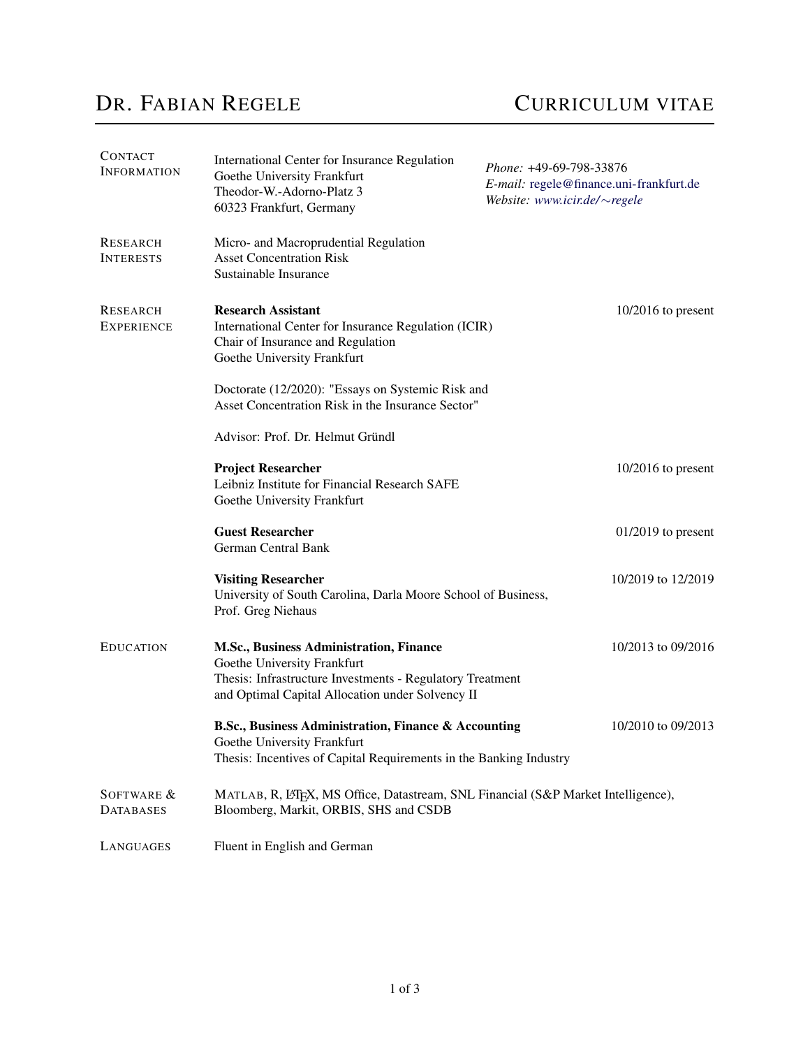# Dr. Fabian Regele — Curriculum Vitae

## Contact Information

International Center for Insurance Regulation
Goethe University Frankfurt
Theodor-W.-Adorno-Platz 3
60323 Frankfurt, Germany

*Phone:* +49-69-798-33876
*E-mail:* regele@finance.uni-frankfurt.de
*Website:* *www.icir.de/∼regele*

## Research Interests

Micro- and Macroprudential Regulation
Asset Concentration Risk
Sustainable Insurance

## Research Experience

**Research Assistant** — 10/2016 to present
International Center for Insurance Regulation (ICIR)
Chair of Insurance and Regulation
Goethe University Frankfurt

Doctorate (12/2020): "Essays on Systemic Risk and Asset Concentration Risk in the Insurance Sector"

Advisor: Prof. Dr. Helmut Gründl

**Project Researcher** — 10/2016 to present
Leibniz Institute for Financial Research SAFE
Goethe University Frankfurt

**Guest Researcher** — 01/2019 to present
German Central Bank

**Visiting Researcher** — 10/2019 to 12/2019
University of South Carolina, Darla Moore School of Business,
Prof. Greg Niehaus

## Education

**M.Sc., Business Administration, Finance** — 10/2013 to 09/2016
Goethe University Frankfurt
Thesis: Infrastructure Investments - Regulatory Treatment and Optimal Capital Allocation under Solvency II

**B.Sc., Business Administration, Finance & Accounting** — 10/2010 to 09/2013
Goethe University Frankfurt
Thesis: Incentives of Capital Requirements in the Banking Industry

## Software & Databases

MATLAB, R, LaTeX, MS Office, Datastream, SNL Financial (S&P Market Intelligence), Bloomberg, Markit, ORBIS, SHS and CSDB

## Languages

Fluent in English and German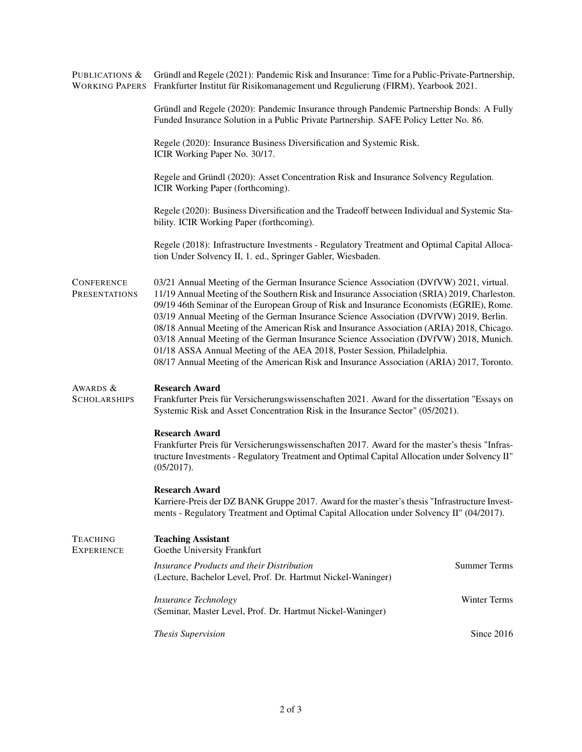## Publications & Working Papers

Gründl and Regele (2021): Pandemic Risk and Insurance: Time for a Public-Private-Partnership, Frankfurter Institut für Risikomanagement und Regulierung (FIRM), Yearbook 2021.

Gründl and Regele (2020): Pandemic Insurance through Pandemic Partnership Bonds: A Fully Funded Insurance Solution in a Public Private Partnership. SAFE Policy Letter No. 86.

Regele (2020): Insurance Business Diversification and Systemic Risk. ICIR Working Paper No. 30/17.

Regele and Gründl (2020): Asset Concentration Risk and Insurance Solvency Regulation. ICIR Working Paper (forthcoming).

Regele (2020): Business Diversification and the Tradeoff between Individual and Systemic Stability. ICIR Working Paper (forthcoming).

Regele (2018): Infrastructure Investments - Regulatory Treatment and Optimal Capital Allocation Under Solvency II, 1. ed., Springer Gabler, Wiesbaden.

## Conference Presentations

03/21 Annual Meeting of the German Insurance Science Association (DVfVW) 2021, virtual.
11/19 Annual Meeting of the Southern Risk and Insurance Association (SRIA) 2019, Charleston.
09/19 46th Seminar of the European Group of Risk and Insurance Economists (EGRIE), Rome.
03/19 Annual Meeting of the German Insurance Science Association (DVfVW) 2019, Berlin.
08/18 Annual Meeting of the American Risk and Insurance Association (ARIA) 2018, Chicago.
03/18 Annual Meeting of the German Insurance Science Association (DVfVW) 2018, Munich.
01/18 ASSA Annual Meeting of the AEA 2018, Poster Session, Philadelphia.
08/17 Annual Meeting of the American Risk and Insurance Association (ARIA) 2017, Toronto.

## Awards & Scholarships

**Research Award**
Frankfurter Preis für Versicherungswissenschaften 2021. Award for the dissertation "Essays on Systemic Risk and Asset Concentration Risk in the Insurance Sector" (05/2021).

**Research Award**
Frankfurter Preis für Versicherungswissenschaften 2017. Award for the master's thesis "Infrastructure Investments - Regulatory Treatment and Optimal Capital Allocation under Solvency II" (05/2017).

**Research Award**
Karriere-Preis der DZ BANK Gruppe 2017. Award for the master's thesis "Infrastructure Investments - Regulatory Treatment and Optimal Capital Allocation under Solvency II" (04/2017).

## Teaching Experience

**Teaching Assistant**
Goethe University Frankfurt

*Insurance Products and their Distribution* — Summer Terms
(Lecture, Bachelor Level, Prof. Dr. Hartmut Nickel-Waninger)

*Insurance Technology* — Winter Terms
(Seminar, Master Level, Prof. Dr. Hartmut Nickel-Waninger)

*Thesis Supervision* — Since 2016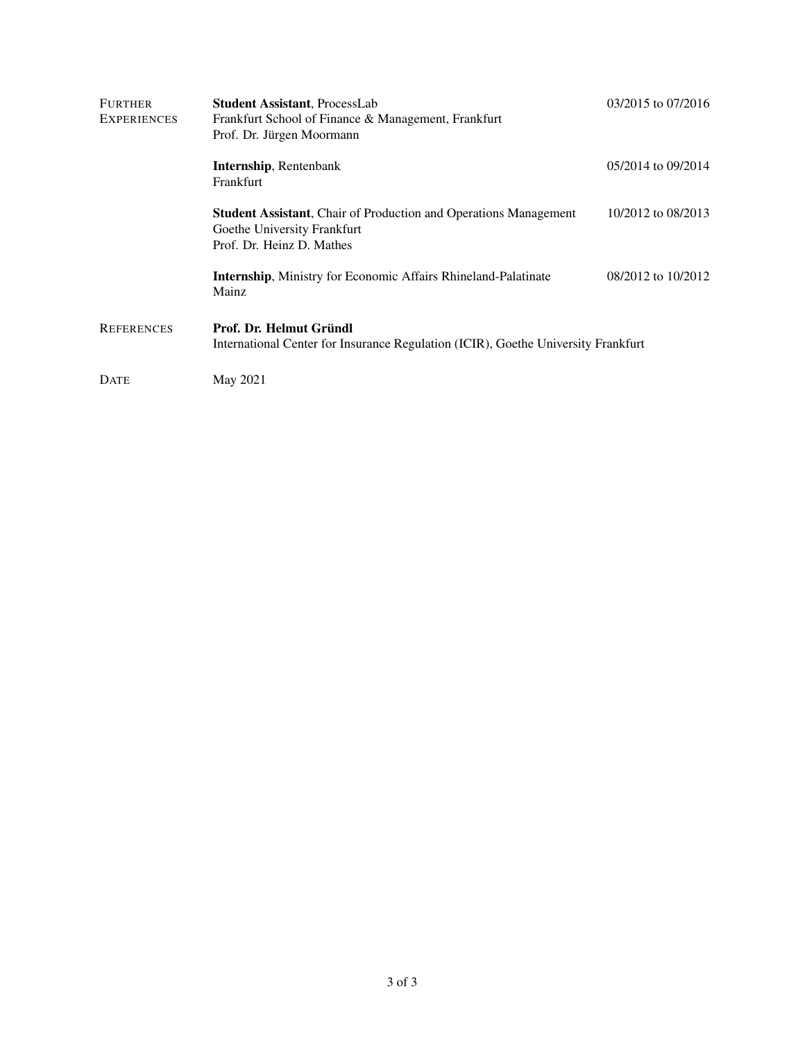## Further Experiences

**Student Assistant**, ProcessLab — 03/2015 to 07/2016
Frankfurt School of Finance & Management, Frankfurt
Prof. Dr. Jürgen Moormann

**Internship**, Rentenbank — 05/2014 to 09/2014
Frankfurt

**Student Assistant**, Chair of Production and Operations Management — 10/2012 to 08/2013
Goethe University Frankfurt
Prof. Dr. Heinz D. Mathes

**Internship**, Ministry for Economic Affairs Rhineland-Palatinate — 08/2012 to 10/2012
Mainz

## References

**Prof. Dr. Helmut Gründl**
International Center for Insurance Regulation (ICIR), Goethe University Frankfurt

## Date

May 2021